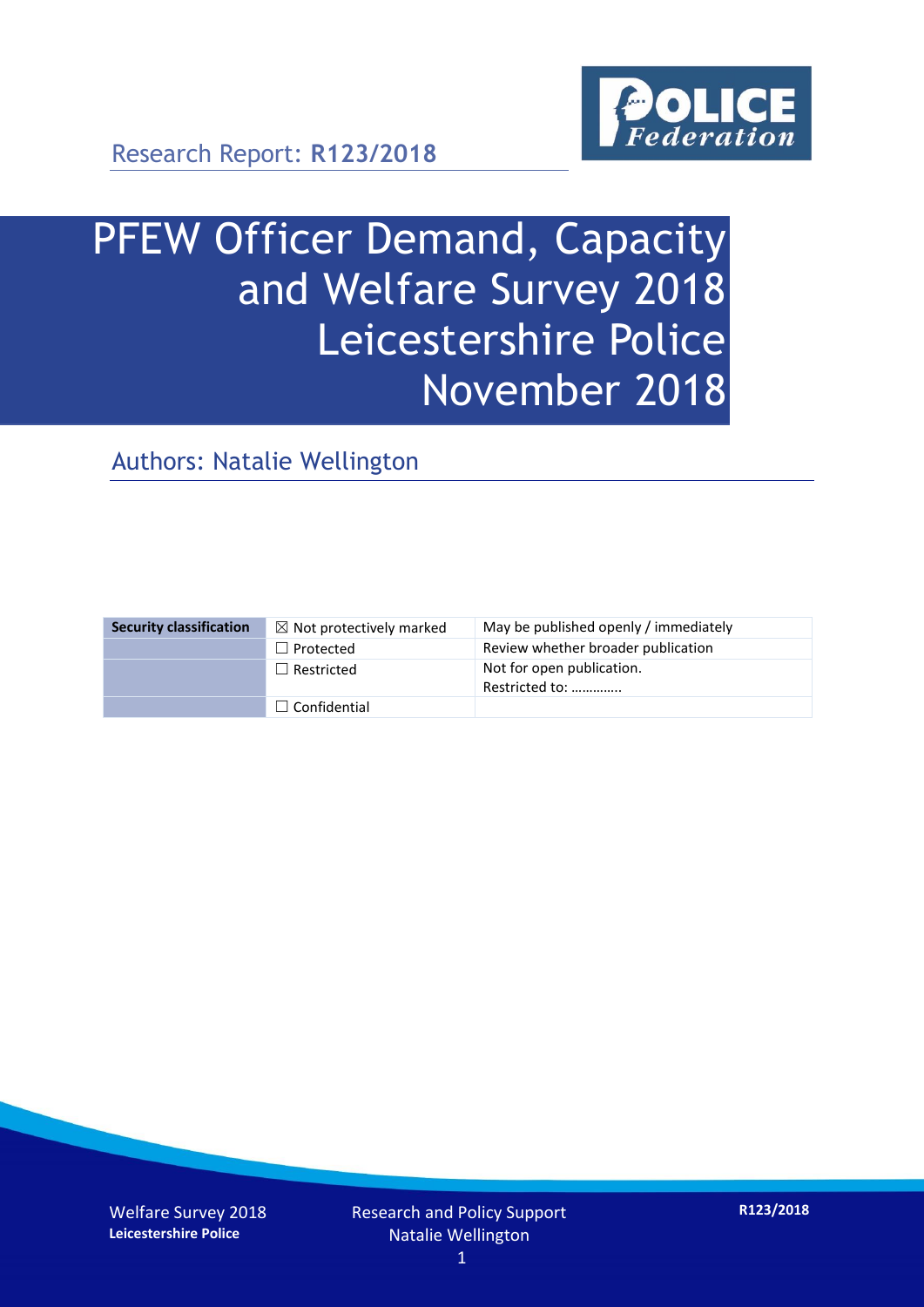Research Report: **R123/2018**

# PFEW Officer Demand, Capacity and Welfare Survey 2018 Leicestershire Police November 2018

## Authors: Natalie Wellington

| Security classification | ☒ Not protectively marked | May be published openly / immediately |
|---|---|---|
| | ☐ Protected | Review whether broader publication |
| | ☐ Restricted | Not for open publication. Restricted to: ………….. |
| | ☐ Confidential | |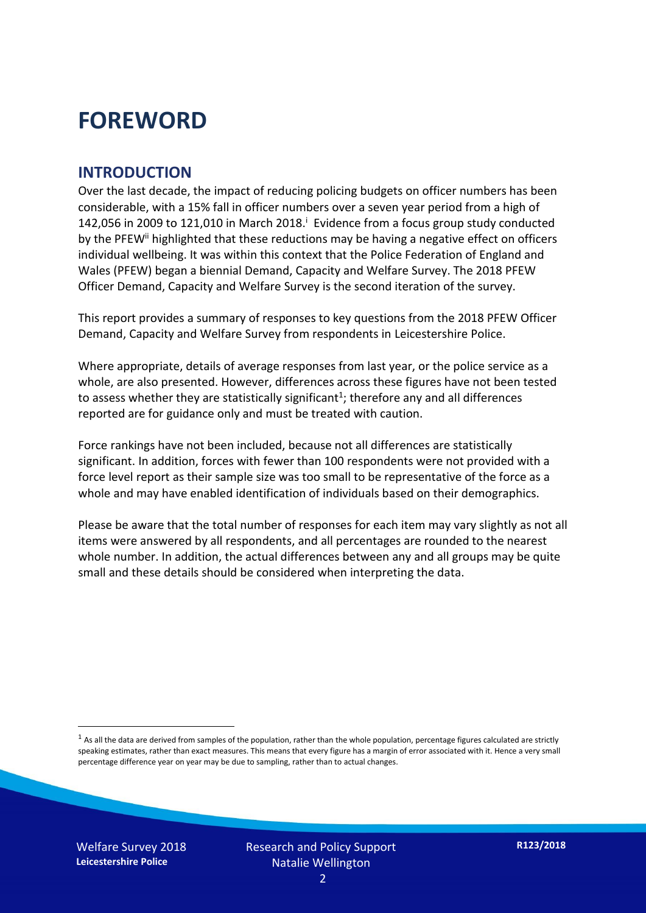# FOREWORD

## INTRODUCTION

Over the last decade, the impact of reducing policing budgets on officer numbers has been considerable, with a 15% fall in officer numbers over a seven year period from a high of 142,056 in 2009 to 121,010 in March 2018.[i] Evidence from a focus group study conducted by the PFEW[ii] highlighted that these reductions may be having a negative effect on officers individual wellbeing. It was within this context that the Police Federation of England and Wales (PFEW) began a biennial Demand, Capacity and Welfare Survey. The 2018 PFEW Officer Demand, Capacity and Welfare Survey is the second iteration of the survey.

This report provides a summary of responses to key questions from the 2018 PFEW Officer Demand, Capacity and Welfare Survey from respondents in Leicestershire Police.

Where appropriate, details of average responses from last year, or the police service as a whole, are also presented. However, differences across these figures have not been tested to assess whether they are statistically significant[1]; therefore any and all differences reported are for guidance only and must be treated with caution.

Force rankings have not been included, because not all differences are statistically significant. In addition, forces with fewer than 100 respondents were not provided with a force level report as their sample size was too small to be representative of the force as a whole and may have enabled identification of individuals based on their demographics.

Please be aware that the total number of responses for each item may vary slightly as not all items were answered by all respondents, and all percentages are rounded to the nearest whole number. In addition, the actual differences between any and all groups may be quite small and these details should be considered when interpreting the data.

[1] As all the data are derived from samples of the population, rather than the whole population, percentage figures calculated are strictly speaking estimates, rather than exact measures. This means that every figure has a margin of error associated with it. Hence a very small percentage difference year on year may be due to sampling, rather than to actual changes.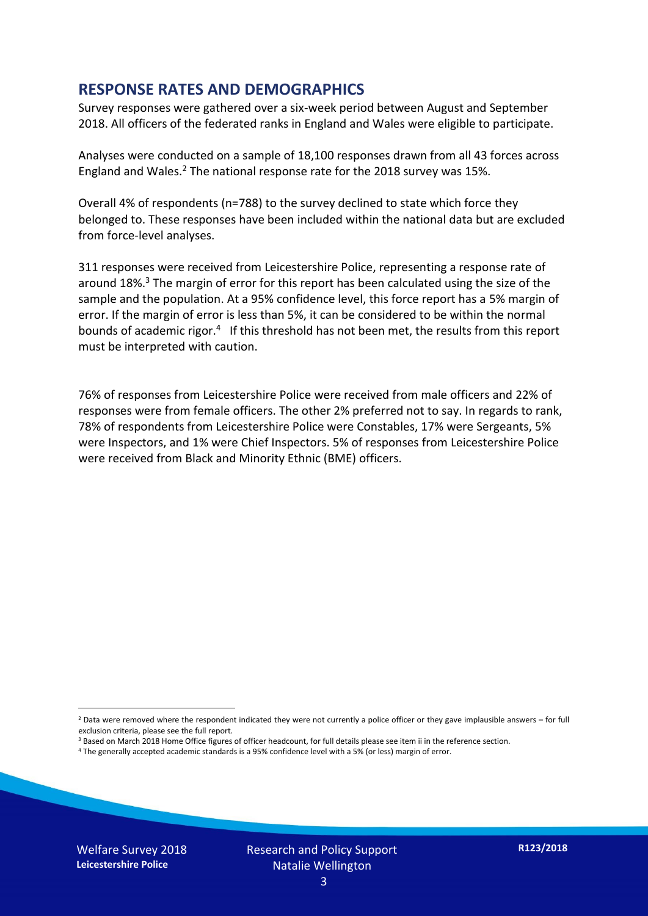## RESPONSE RATES AND DEMOGRAPHICS

Survey responses were gathered over a six-week period between August and September 2018. All officers of the federated ranks in England and Wales were eligible to participate.

Analyses were conducted on a sample of 18,100 responses drawn from all 43 forces across England and Wales.[2] The national response rate for the 2018 survey was 15%.

Overall 4% of respondents (n=788) to the survey declined to state which force they belonged to. These responses have been included within the national data but are excluded from force-level analyses.

311 responses were received from Leicestershire Police, representing a response rate of around 18%.[3] The margin of error for this report has been calculated using the size of the sample and the population. At a 95% confidence level, this force report has a 5% margin of error. If the margin of error is less than 5%, it can be considered to be within the normal bounds of academic rigor.[4] If this threshold has not been met, the results from this report must be interpreted with caution.

76% of responses from Leicestershire Police were received from male officers and 22% of responses were from female officers. The other 2% preferred not to say. In regards to rank, 78% of respondents from Leicestershire Police were Constables, 17% were Sergeants, 5% were Inspectors, and 1% were Chief Inspectors. 5% of responses from Leicestershire Police were received from Black and Minority Ethnic (BME) officers.

[2] Data were removed where the respondent indicated they were not currently a police officer or they gave implausible answers – for full exclusion criteria, please see the full report.

[3] Based on March 2018 Home Office figures of officer headcount, for full details please see item ii in the reference section.

[4] The generally accepted academic standards is a 95% confidence level with a 5% (or less) margin of error.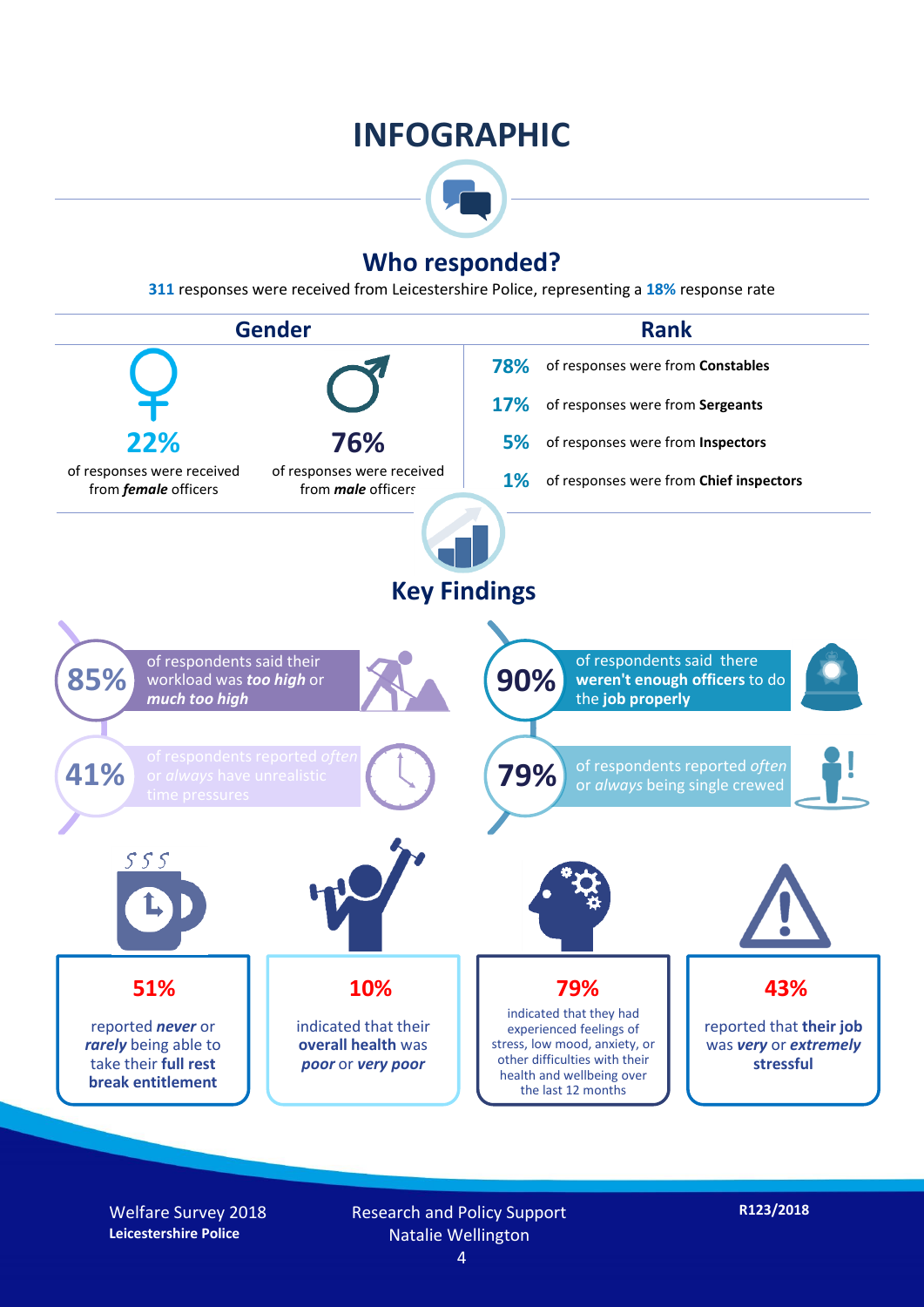# INFOGRAPHIC

## Who responded?

**311** responses were received from Leicestershire Police, representing a **18%** response rate

### Gender

**22%** of responses were received from ***female*** officers

**76%** of responses were received from ***male*** officers

### Rank

**78%** of responses were from **Constables**

**17%** of responses were from **Sergeants**

**5%** of responses were from **Inspectors**

**1%** of responses were from **Chief inspectors**

## Key Findings

**85%** of respondents said their workload was ***too high*** or ***much too high***

**90%** of respondents said there **weren't enough officers** to do the **job properly**

**41%** of respondents reported *often* or *always* have unrealistic time pressures

**79%** of respondents reported *often* or *always* being single crewed

**51%** reported ***never*** or ***rarely*** being able to take their **full rest break entitlement**

**10%** indicated that their **overall health** was ***poor*** or ***very poor***

**79%** indicated that they had experienced feelings of stress, low mood, anxiety, or other difficulties with their health and wellbeing over the last 12 months

**43%** reported that **their job** was ***very*** or ***extremely*** **stressful**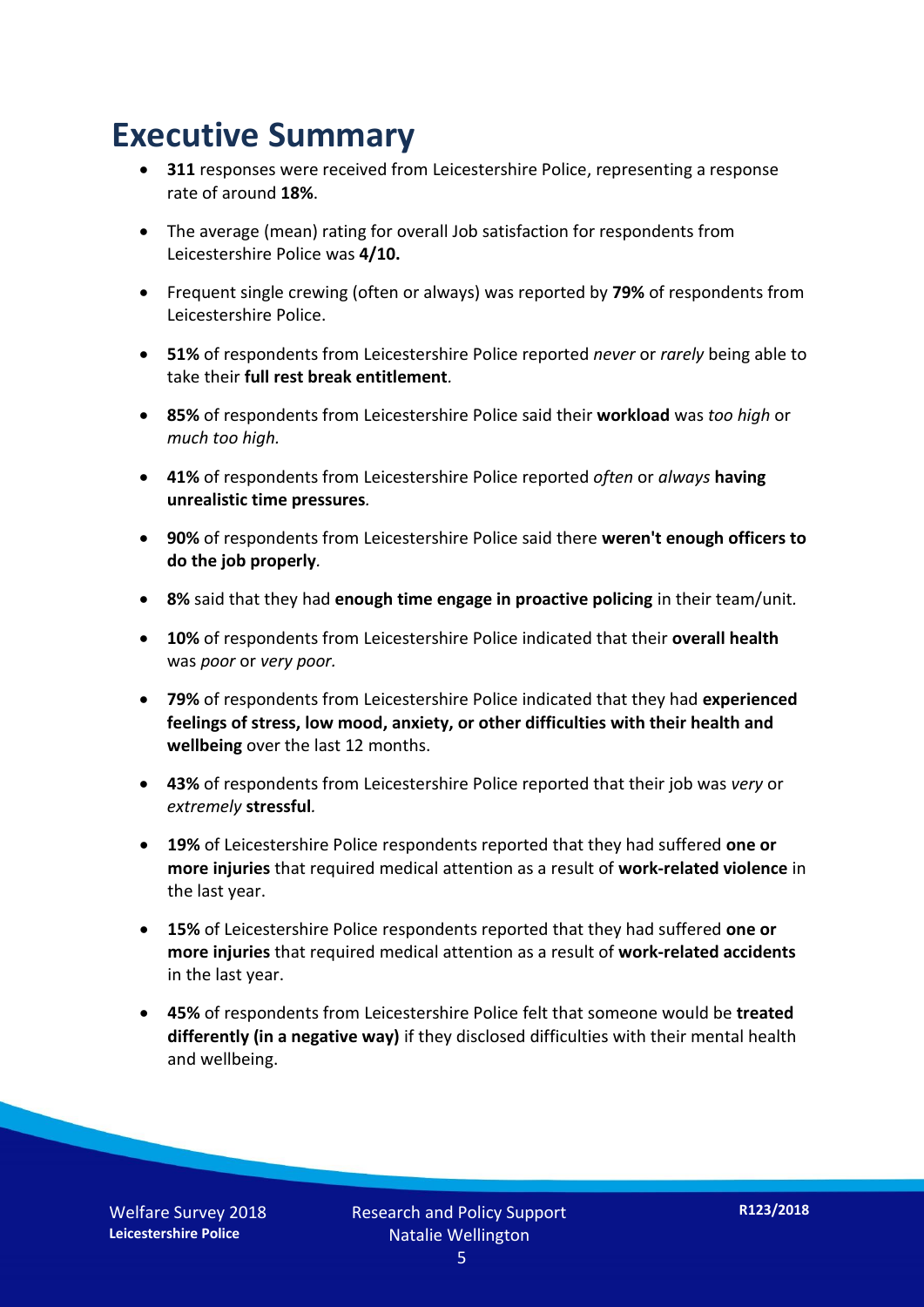# Executive Summary

- **311** responses were received from Leicestershire Police, representing a response rate of around **18%**.
- The average (mean) rating for overall Job satisfaction for respondents from Leicestershire Police was **4/10.**
- Frequent single crewing (often or always) was reported by **79%** of respondents from Leicestershire Police.
- **51%** of respondents from Leicestershire Police reported *never* or *rarely* being able to take their **full rest break entitlement**.
- **85%** of respondents from Leicestershire Police said their **workload** was *too high* or *much too high.*
- **41%** of respondents from Leicestershire Police reported *often* or *always* **having unrealistic time pressures**.
- **90%** of respondents from Leicestershire Police said there **weren't enough officers to do the job properly**.
- **8%** said that they had **enough time engage in proactive policing** in their team/unit.
- **10%** of respondents from Leicestershire Police indicated that their **overall health** was *poor* or *very poor.*
- **79%** of respondents from Leicestershire Police indicated that they had **experienced feelings of stress, low mood, anxiety, or other difficulties with their health and wellbeing** over the last 12 months.
- **43%** of respondents from Leicestershire Police reported that their job was *very* or *extremely* **stressful**.
- **19%** of Leicestershire Police respondents reported that they had suffered **one or more injuries** that required medical attention as a result of **work-related violence** in the last year.
- **15%** of Leicestershire Police respondents reported that they had suffered **one or more injuries** that required medical attention as a result of **work-related accidents** in the last year.
- **45%** of respondents from Leicestershire Police felt that someone would be **treated differently (in a negative way)** if they disclosed difficulties with their mental health and wellbeing.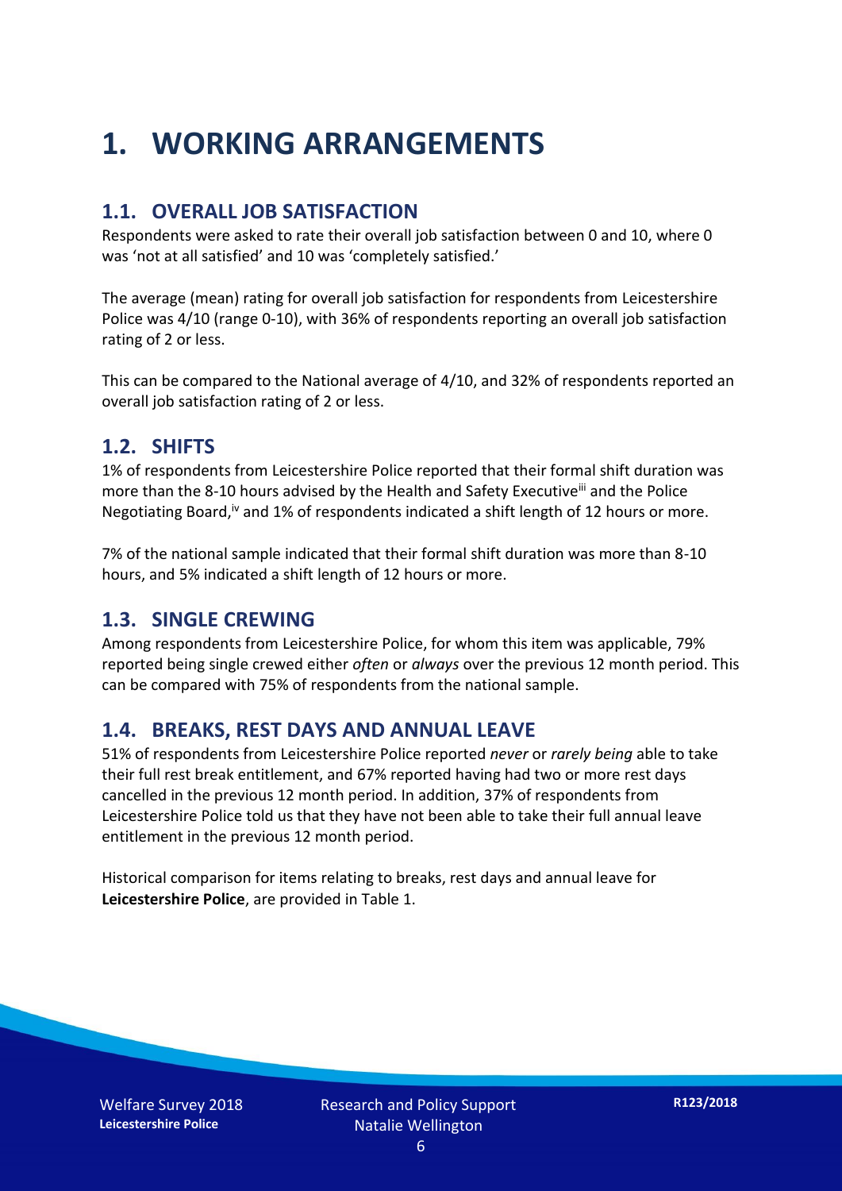# 1. WORKING ARRANGEMENTS

## 1.1. OVERALL JOB SATISFACTION

Respondents were asked to rate their overall job satisfaction between 0 and 10, where 0 was 'not at all satisfied' and 10 was 'completely satisfied.'

The average (mean) rating for overall job satisfaction for respondents from Leicestershire Police was 4/10 (range 0-10), with 36% of respondents reporting an overall job satisfaction rating of 2 or less.

This can be compared to the National average of 4/10, and 32% of respondents reported an overall job satisfaction rating of 2 or less.

## 1.2. SHIFTS

1% of respondents from Leicestershire Police reported that their formal shift duration was more than the 8-10 hours advised by the Health and Safety Executive[iii] and the Police Negotiating Board,[iv] and 1% of respondents indicated a shift length of 12 hours or more.

7% of the national sample indicated that their formal shift duration was more than 8-10 hours, and 5% indicated a shift length of 12 hours or more.

## 1.3. SINGLE CREWING

Among respondents from Leicestershire Police, for whom this item was applicable, 79% reported being single crewed either *often* or *always* over the previous 12 month period. This can be compared with 75% of respondents from the national sample.

## 1.4. BREAKS, REST DAYS AND ANNUAL LEAVE

51% of respondents from Leicestershire Police reported *never* or *rarely being* able to take their full rest break entitlement, and 67% reported having had two or more rest days cancelled in the previous 12 month period. In addition, 37% of respondents from Leicestershire Police told us that they have not been able to take their full annual leave entitlement in the previous 12 month period.

Historical comparison for items relating to breaks, rest days and annual leave for **Leicestershire Police**, are provided in Table 1.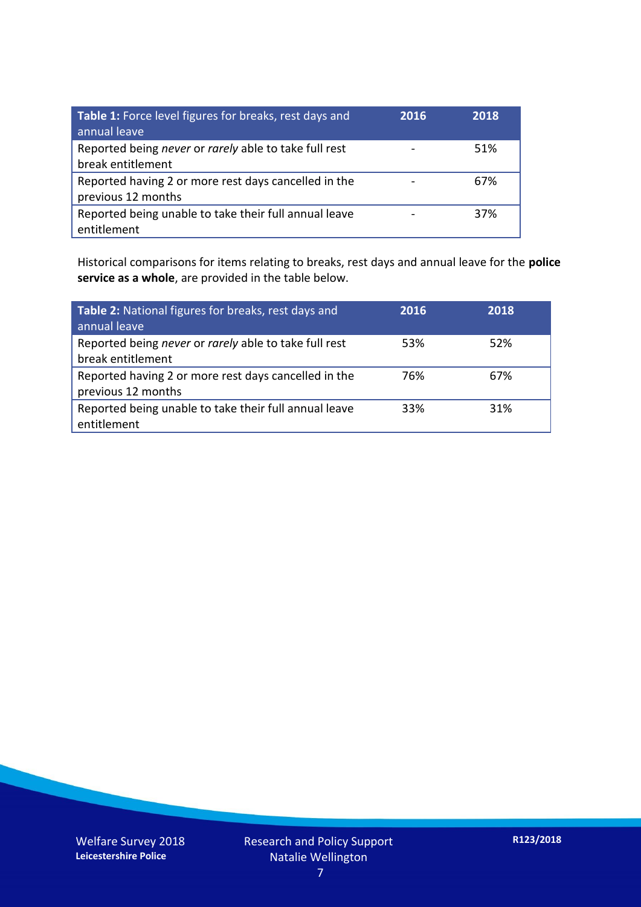| **Table 1:** Force level figures for breaks, rest days and annual leave | **2016** | **2018** |
|---|---|---|
| Reported being *never* or *rarely* able to take full rest break entitlement | - | 51% |
| Reported having 2 or more rest days cancelled in the previous 12 months | - | 67% |
| Reported being unable to take their full annual leave entitlement | - | 37% |

Historical comparisons for items relating to breaks, rest days and annual leave for the **police service as a whole**, are provided in the table below.

| **Table 2:** National figures for breaks, rest days and annual leave | **2016** | **2018** |
|---|---|---|
| Reported being *never* or *rarely* able to take full rest break entitlement | 53% | 52% |
| Reported having 2 or more rest days cancelled in the previous 12 months | 76% | 67% |
| Reported being unable to take their full annual leave entitlement | 33% | 31% |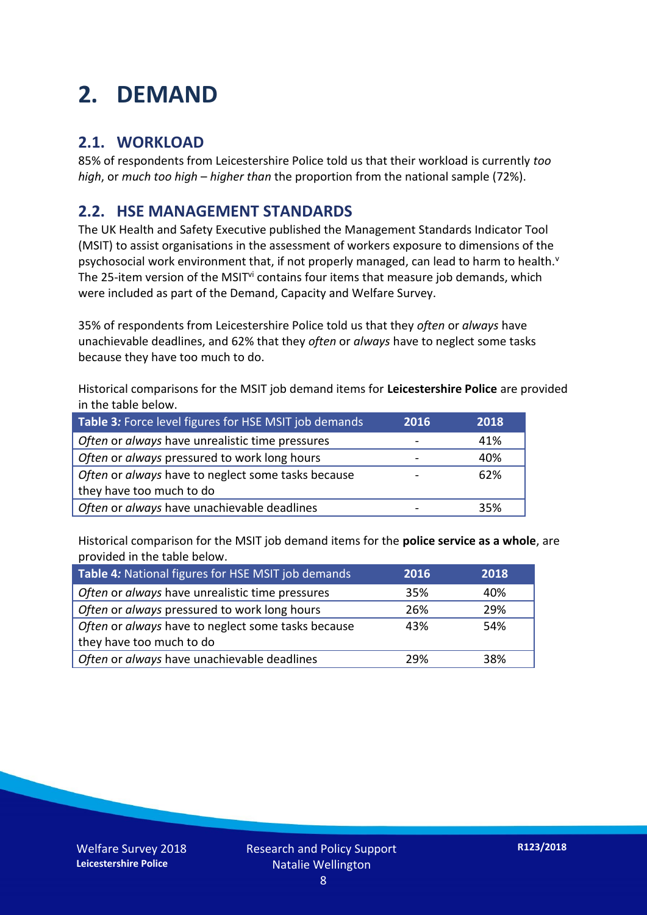# 2. DEMAND

## 2.1. WORKLOAD

85% of respondents from Leicestershire Police told us that their workload is currently *too high*, or *much too high* – *higher than* the proportion from the national sample (72%).

## 2.2. HSE MANAGEMENT STANDARDS

The UK Health and Safety Executive published the Management Standards Indicator Tool (MSIT) to assist organisations in the assessment of workers exposure to dimensions of the psychosocial work environment that, if not properly managed, can lead to harm to health.[v] The 25-item version of the MSIT[vi] contains four items that measure job demands, which were included as part of the Demand, Capacity and Welfare Survey.

35% of respondents from Leicestershire Police told us that they *often* or *always* have unachievable deadlines, and 62% that they *often* or *always* have to neglect some tasks because they have too much to do.

Historical comparisons for the MSIT job demand items for **Leicestershire Police** are provided in the table below.

| **Table 3:** Force level figures for HSE MSIT job demands | 2016 | 2018 |
|---|---|---|
| *Often* or *always* have unrealistic time pressures | - | 41% |
| *Often* or *always* pressured to work long hours | - | 40% |
| *Often* or *always* have to neglect some tasks because they have too much to do | - | 62% |
| *Often* or *always* have unachievable deadlines | - | 35% |

Historical comparison for the MSIT job demand items for the **police service as a whole**, are provided in the table below.

| **Table 4:** National figures for HSE MSIT job demands | 2016 | 2018 |
|---|---|---|
| *Often* or *always* have unrealistic time pressures | 35% | 40% |
| *Often* or *always* pressured to work long hours | 26% | 29% |
| *Often* or *always* have to neglect some tasks because they have too much to do | 43% | 54% |
| *Often* or *always* have unachievable deadlines | 29% | 38% |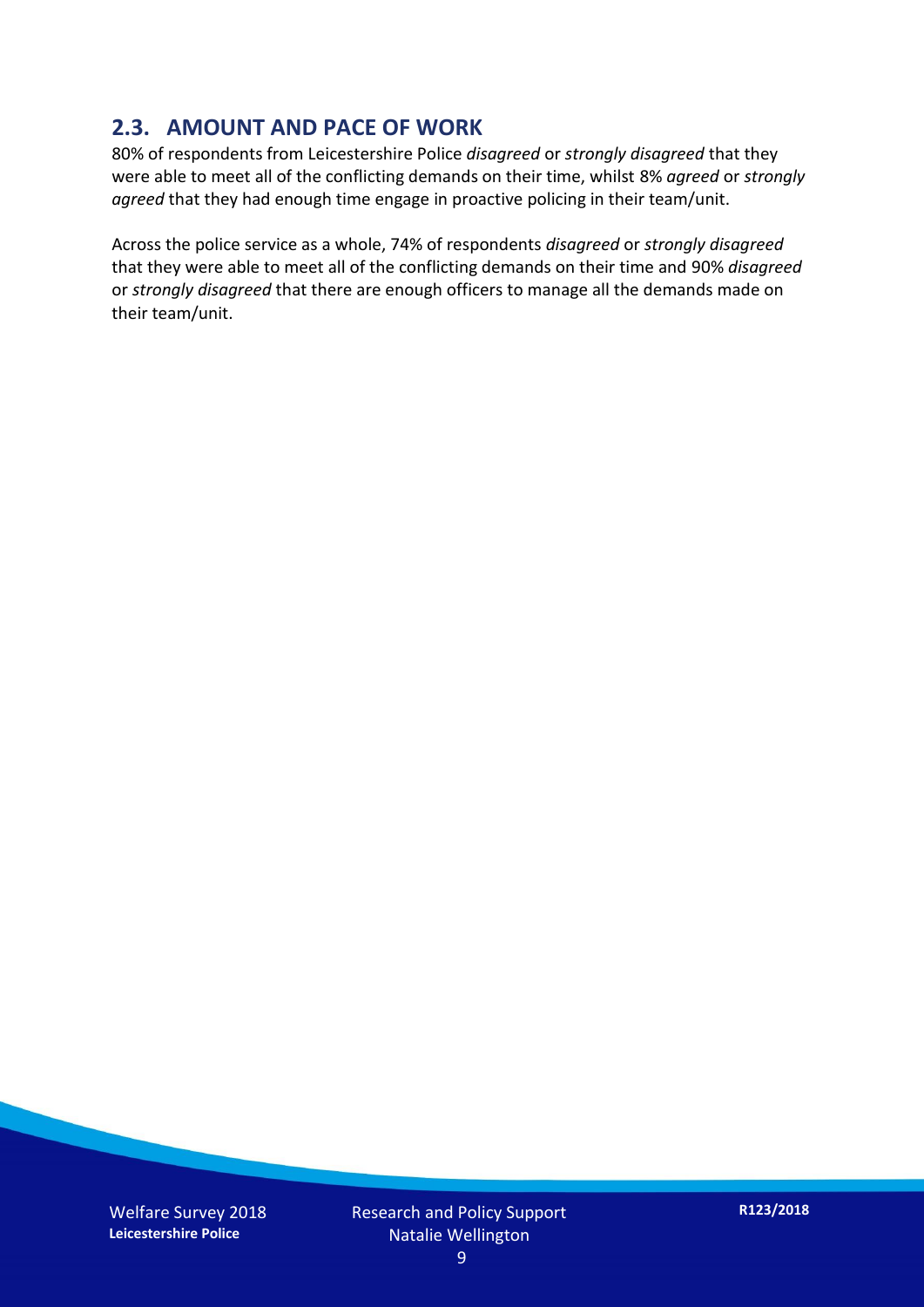## 2.3. AMOUNT AND PACE OF WORK

80% of respondents from Leicestershire Police *disagreed* or *strongly disagreed* that they were able to meet all of the conflicting demands on their time, whilst 8% *agreed* or *strongly agreed* that they had enough time engage in proactive policing in their team/unit.

Across the police service as a whole, 74% of respondents *disagreed* or *strongly disagreed* that they were able to meet all of the conflicting demands on their time and 90% *disagreed* or *strongly disagreed* that there are enough officers to manage all the demands made on their team/unit.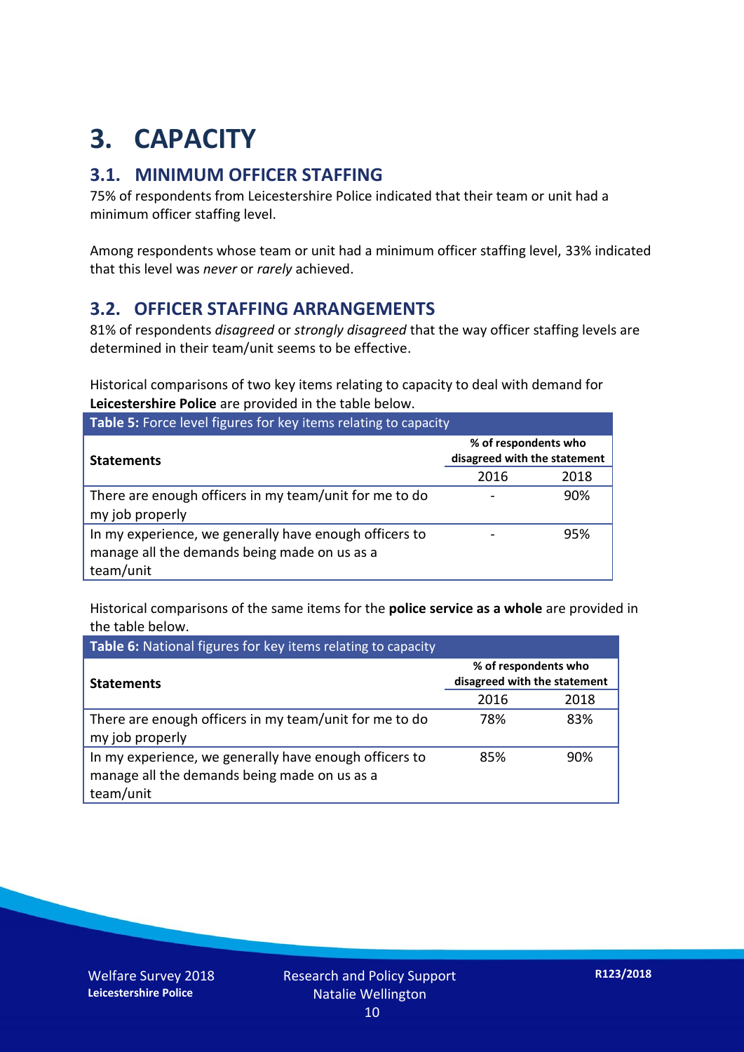# 3. CAPACITY

## 3.1. MINIMUM OFFICER STAFFING

75% of respondents from Leicestershire Police indicated that their team or unit had a minimum officer staffing level.

Among respondents whose team or unit had a minimum officer staffing level, 33% indicated that this level was *never* or *rarely* achieved.

## 3.2. OFFICER STAFFING ARRANGEMENTS

81% of respondents *disagreed* or *strongly disagreed* that the way officer staffing levels are determined in their team/unit seems to be effective.

Historical comparisons of two key items relating to capacity to deal with demand for **Leicestershire Police** are provided in the table below.

**Table 5:** Force level figures for key items relating to capacity

| Statements | % of respondents who disagreed with the statement | |
|---|---|---|
| | 2016 | 2018 |
| There are enough officers in my team/unit for me to do my job properly | - | 90% |
| In my experience, we generally have enough officers to manage all the demands being made on us as a team/unit | - | 95% |

Historical comparisons of the same items for the **police service as a whole** are provided in the table below.

**Table 6:** National figures for key items relating to capacity

| Statements | % of respondents who disagreed with the statement | |
|---|---|---|
| | 2016 | 2018 |
| There are enough officers in my team/unit for me to do my job properly | 78% | 83% |
| In my experience, we generally have enough officers to manage all the demands being made on us as a team/unit | 85% | 90% |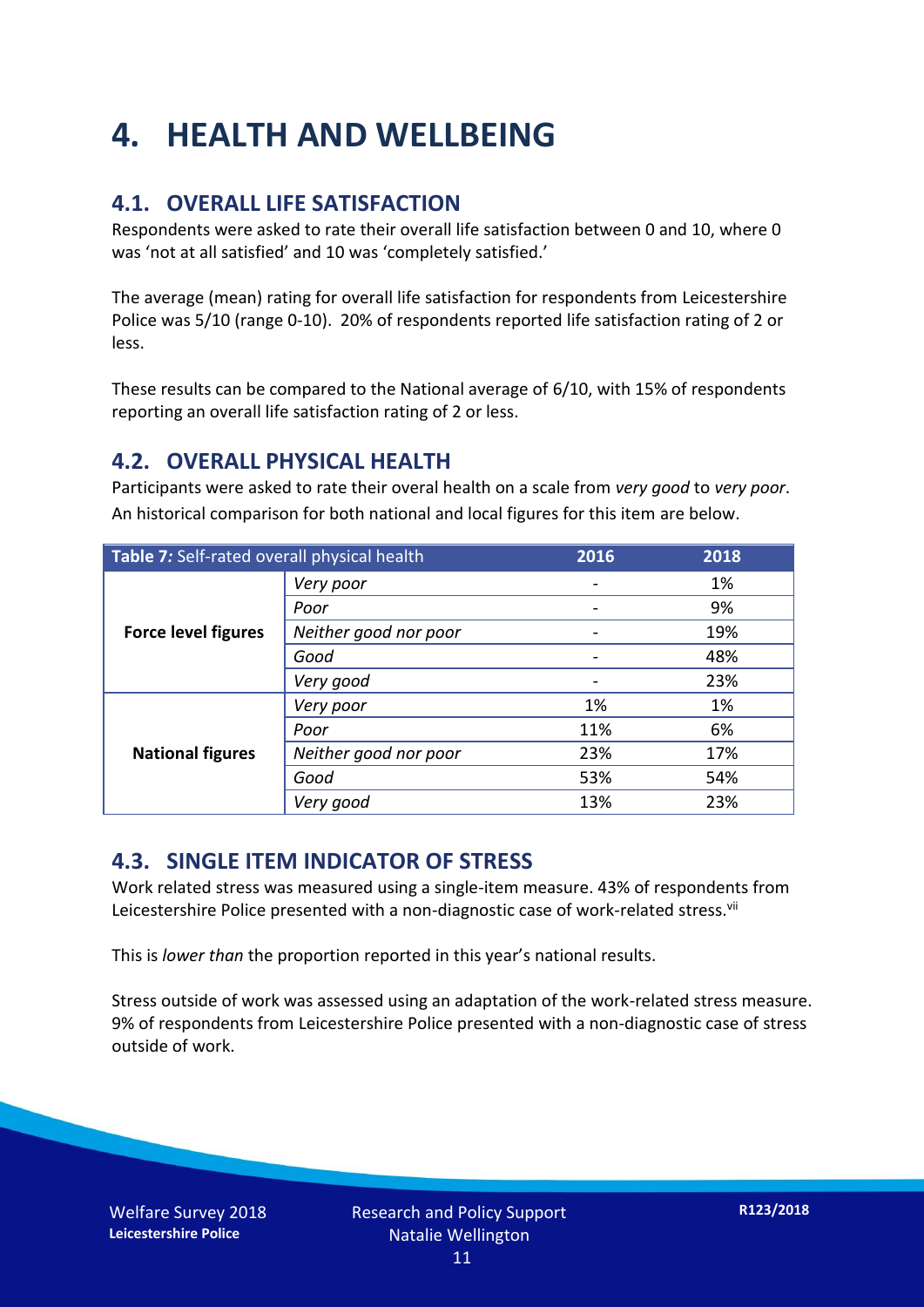# 4. HEALTH AND WELLBEING

## 4.1. OVERALL LIFE SATISFACTION

Respondents were asked to rate their overall life satisfaction between 0 and 10, where 0 was 'not at all satisfied' and 10 was 'completely satisfied.'

The average (mean) rating for overall life satisfaction for respondents from Leicestershire Police was 5/10 (range 0-10). 20% of respondents reported life satisfaction rating of 2 or less.

These results can be compared to the National average of 6/10, with 15% of respondents reporting an overall life satisfaction rating of 2 or less.

## 4.2. OVERALL PHYSICAL HEALTH

Participants were asked to rate their overal health on a scale from *very good* to *very poor*. An historical comparison for both national and local figures for this item are below.

| **Table 7:** Self-rated overall physical health | | 2016 | 2018 |
|---|---|---|---|
| **Force level figures** | *Very poor* | - | 1% |
| | *Poor* | - | 9% |
| | *Neither good nor poor* | - | 19% |
| | *Good* | - | 48% |
| | *Very good* | - | 23% |
| **National figures** | *Very poor* | 1% | 1% |
| | *Poor* | 11% | 6% |
| | *Neither good nor poor* | 23% | 17% |
| | *Good* | 53% | 54% |
| | *Very good* | 13% | 23% |

## 4.3. SINGLE ITEM INDICATOR OF STRESS

Work related stress was measured using a single-item measure. 43% of respondents from Leicestershire Police presented with a non-diagnostic case of work-related stress.[vii]

This is *lower than* the proportion reported in this year's national results.

Stress outside of work was assessed using an adaptation of the work-related stress measure. 9% of respondents from Leicestershire Police presented with a non-diagnostic case of stress outside of work.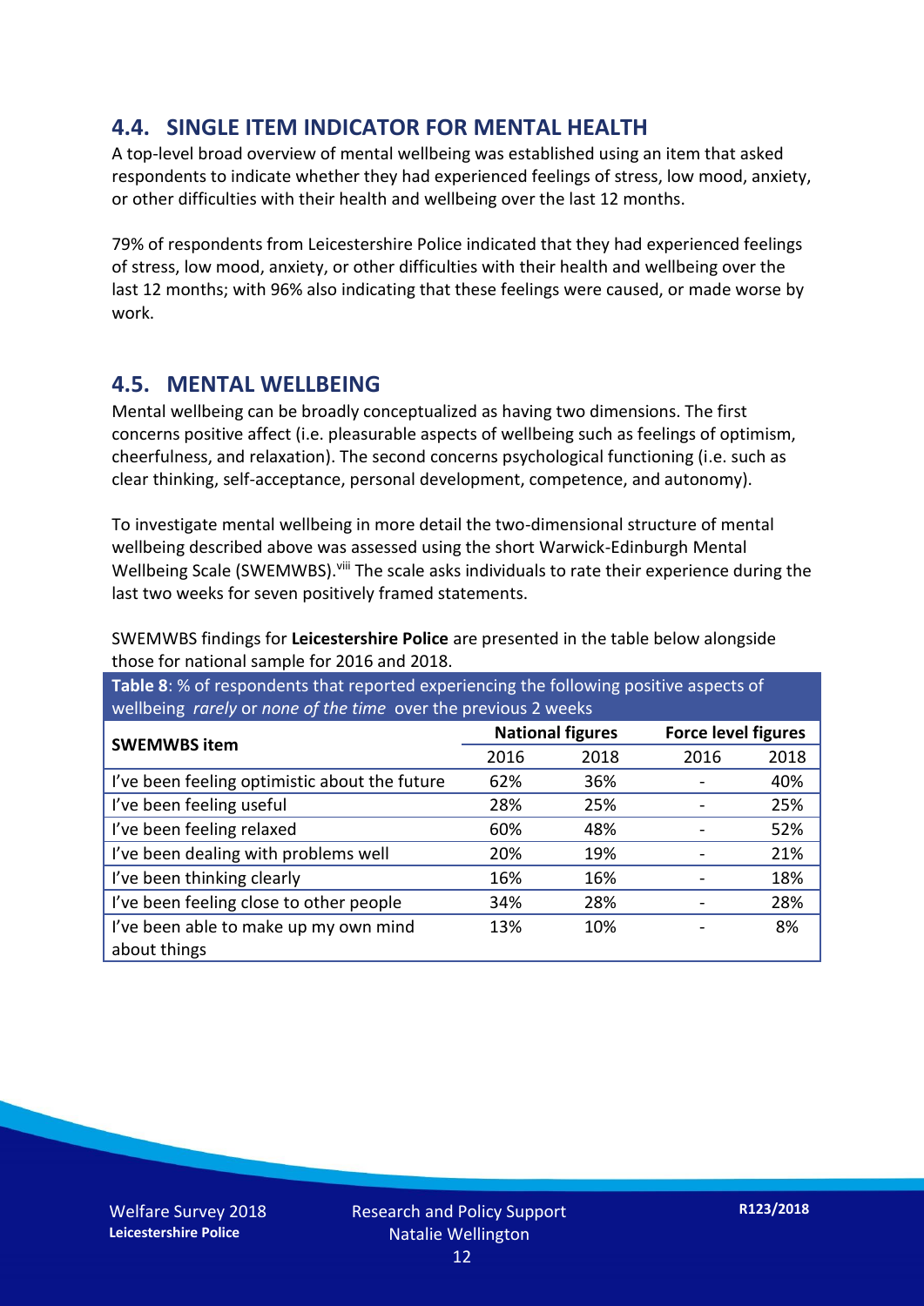## 4.4. SINGLE ITEM INDICATOR FOR MENTAL HEALTH

A top-level broad overview of mental wellbeing was established using an item that asked respondents to indicate whether they had experienced feelings of stress, low mood, anxiety, or other difficulties with their health and wellbeing over the last 12 months.

79% of respondents from Leicestershire Police indicated that they had experienced feelings of stress, low mood, anxiety, or other difficulties with their health and wellbeing over the last 12 months; with 96% also indicating that these feelings were caused, or made worse by work.

## 4.5. MENTAL WELLBEING

Mental wellbeing can be broadly conceptualized as having two dimensions. The first concerns positive affect (i.e. pleasurable aspects of wellbeing such as feelings of optimism, cheerfulness, and relaxation). The second concerns psychological functioning (i.e. such as clear thinking, self-acceptance, personal development, competence, and autonomy).

To investigate mental wellbeing in more detail the two-dimensional structure of mental wellbeing described above was assessed using the short Warwick-Edinburgh Mental Wellbeing Scale (SWEMWBS).[viii] The scale asks individuals to rate their experience during the last two weeks for seven positively framed statements.

SWEMWBS findings for **Leicestershire Police** are presented in the table below alongside those for national sample for 2016 and 2018.

**Table 8**: % of respondents that reported experiencing the following positive aspects of wellbeing *rarely* or *none of the time* over the previous 2 weeks

| SWEMWBS item | National figures | | Force level figures | |
|---|---|---|---|---|
| | 2016 | 2018 | 2016 | 2018 |
| I've been feeling optimistic about the future | 62% | 36% | - | 40% |
| I've been feeling useful | 28% | 25% | - | 25% |
| I've been feeling relaxed | 60% | 48% | - | 52% |
| I've been dealing with problems well | 20% | 19% | - | 21% |
| I've been thinking clearly | 16% | 16% | - | 18% |
| I've been feeling close to other people | 34% | 28% | - | 28% |
| I've been able to make up my own mind about things | 13% | 10% | - | 8% |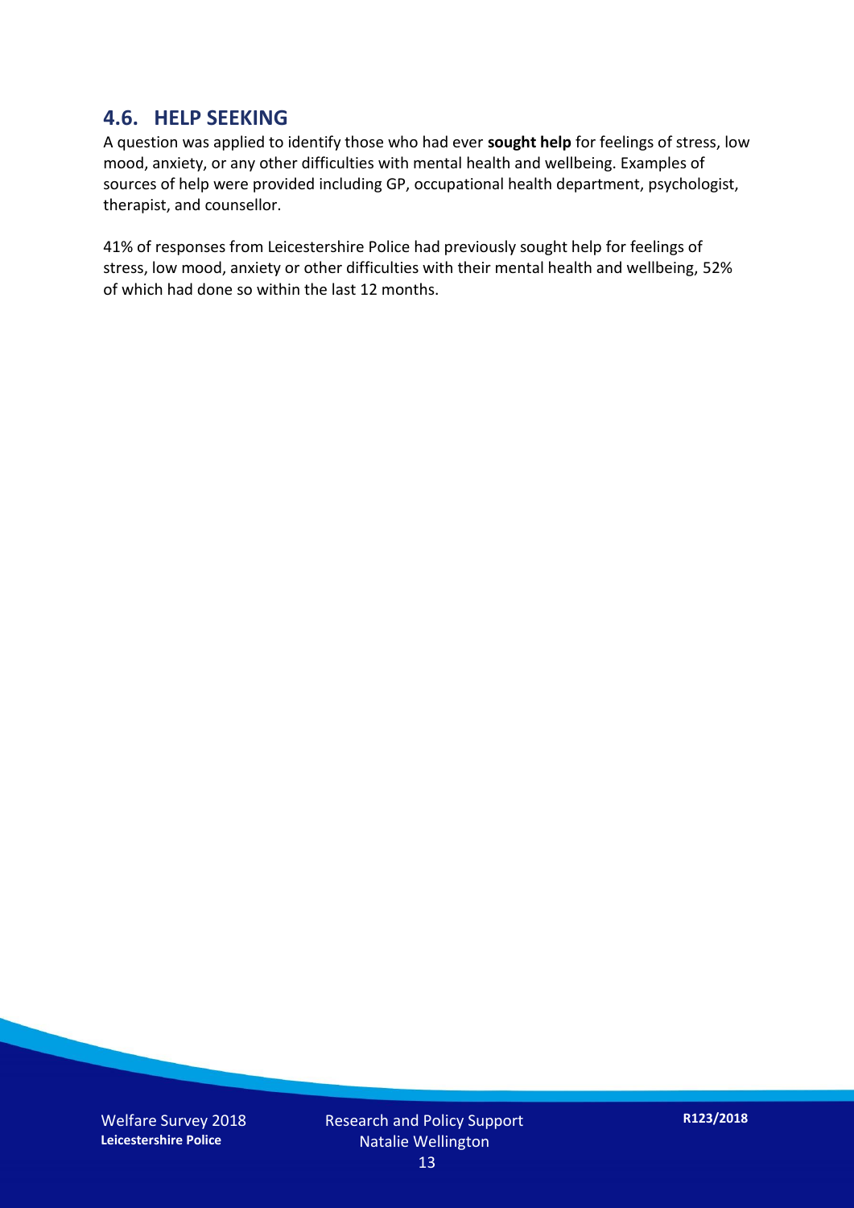## 4.6. HELP SEEKING

A question was applied to identify those who had ever **sought help** for feelings of stress, low mood, anxiety, or any other difficulties with mental health and wellbeing. Examples of sources of help were provided including GP, occupational health department, psychologist, therapist, and counsellor.

41% of responses from Leicestershire Police had previously sought help for feelings of stress, low mood, anxiety or other difficulties with their mental health and wellbeing, 52% of which had done so within the last 12 months.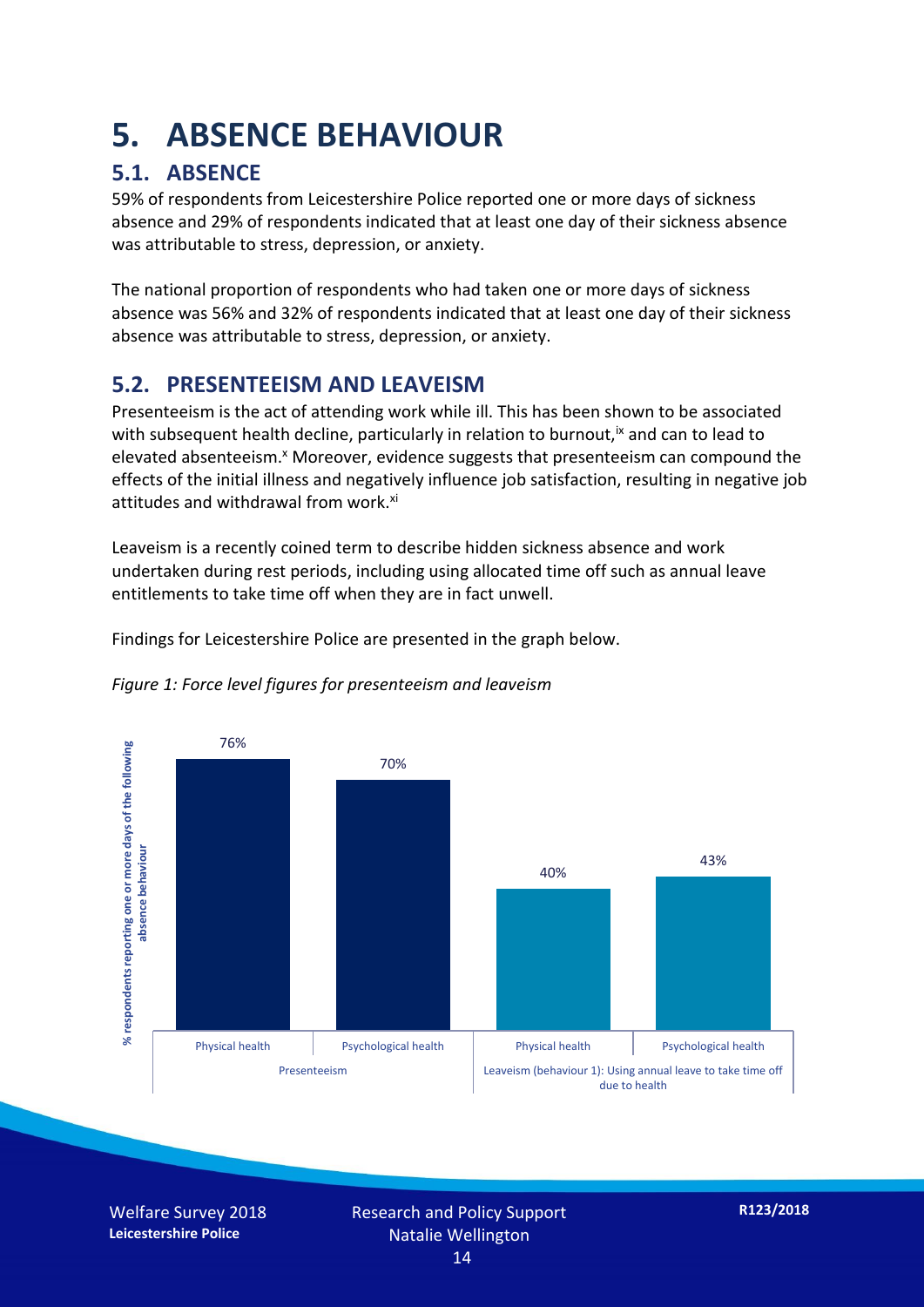# 5. ABSENCE BEHAVIOUR

## 5.1. ABSENCE

59% of respondents from Leicestershire Police reported one or more days of sickness absence and 29% of respondents indicated that at least one day of their sickness absence was attributable to stress, depression, or anxiety.

The national proportion of respondents who had taken one or more days of sickness absence was 56% and 32% of respondents indicated that at least one day of their sickness absence was attributable to stress, depression, or anxiety.

## 5.2. PRESENTEEISM AND LEAVEISM

Presenteeism is the act of attending work while ill. This has been shown to be associated with subsequent health decline, particularly in relation to burnout,[ix] and can to lead to elevated absenteeism.[x] Moreover, evidence suggests that presenteeism can compound the effects of the initial illness and negatively influence job satisfaction, resulting in negative job attitudes and withdrawal from work.[xi]

Leaveism is a recently coined term to describe hidden sickness absence and work undertaken during rest periods, including using allocated time off such as annual leave entitlements to take time off when they are in fact unwell.

Findings for Leicestershire Police are presented in the graph below.

*Figure 1: Force level figures for presenteeism and leaveism*

| | Presenteeism | | Leaveism (behaviour 1): Using annual leave to take time off due to health | |
|---|---|---|---|---|
| | Physical health | Psychological health | Physical health | Psychological health |
| % respondents reporting one or more days of the following absence behaviour | 76% | 70% | 40% | 43% |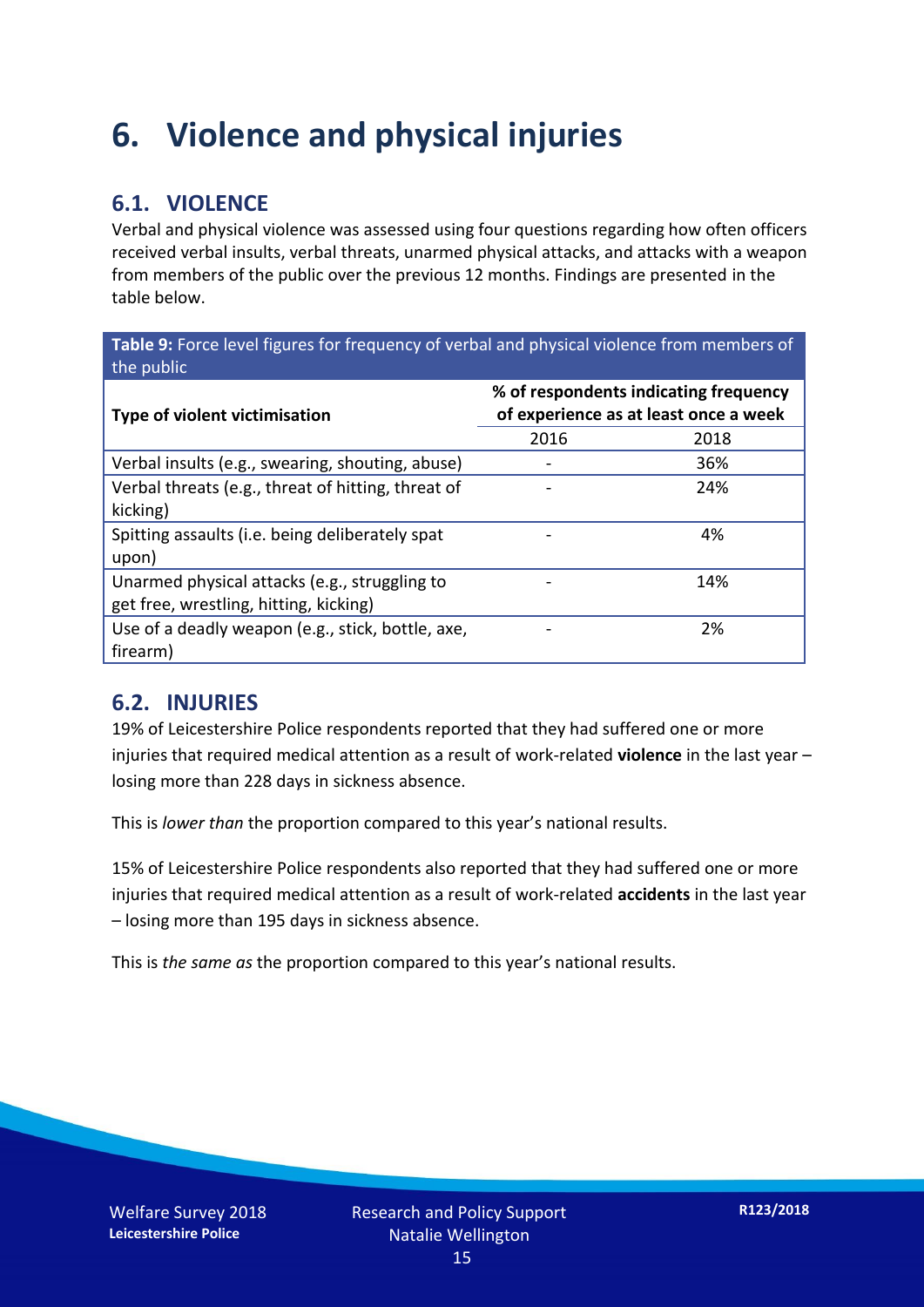# 6. Violence and physical injuries

## 6.1. VIOLENCE

Verbal and physical violence was assessed using four questions regarding how often officers received verbal insults, verbal threats, unarmed physical attacks, and attacks with a weapon from members of the public over the previous 12 months. Findings are presented in the table below.

**Table 9:** Force level figures for frequency of verbal and physical violence from members of the public

| Type of violent victimisation | % of respondents indicating frequency of experience as at least once a week | |
|---|---|---|
| | 2016 | 2018 |
| Verbal insults (e.g., swearing, shouting, abuse) | - | 36% |
| Verbal threats (e.g., threat of hitting, threat of kicking) | - | 24% |
| Spitting assaults (i.e. being deliberately spat upon) | - | 4% |
| Unarmed physical attacks (e.g., struggling to get free, wrestling, hitting, kicking) | - | 14% |
| Use of a deadly weapon (e.g., stick, bottle, axe, firearm) | - | 2% |

## 6.2. INJURIES

19% of Leicestershire Police respondents reported that they had suffered one or more injuries that required medical attention as a result of work-related **violence** in the last year – losing more than 228 days in sickness absence.

This is *lower than* the proportion compared to this year's national results.

15% of Leicestershire Police respondents also reported that they had suffered one or more injuries that required medical attention as a result of work-related **accidents** in the last year – losing more than 195 days in sickness absence.

This is *the same as* the proportion compared to this year's national results.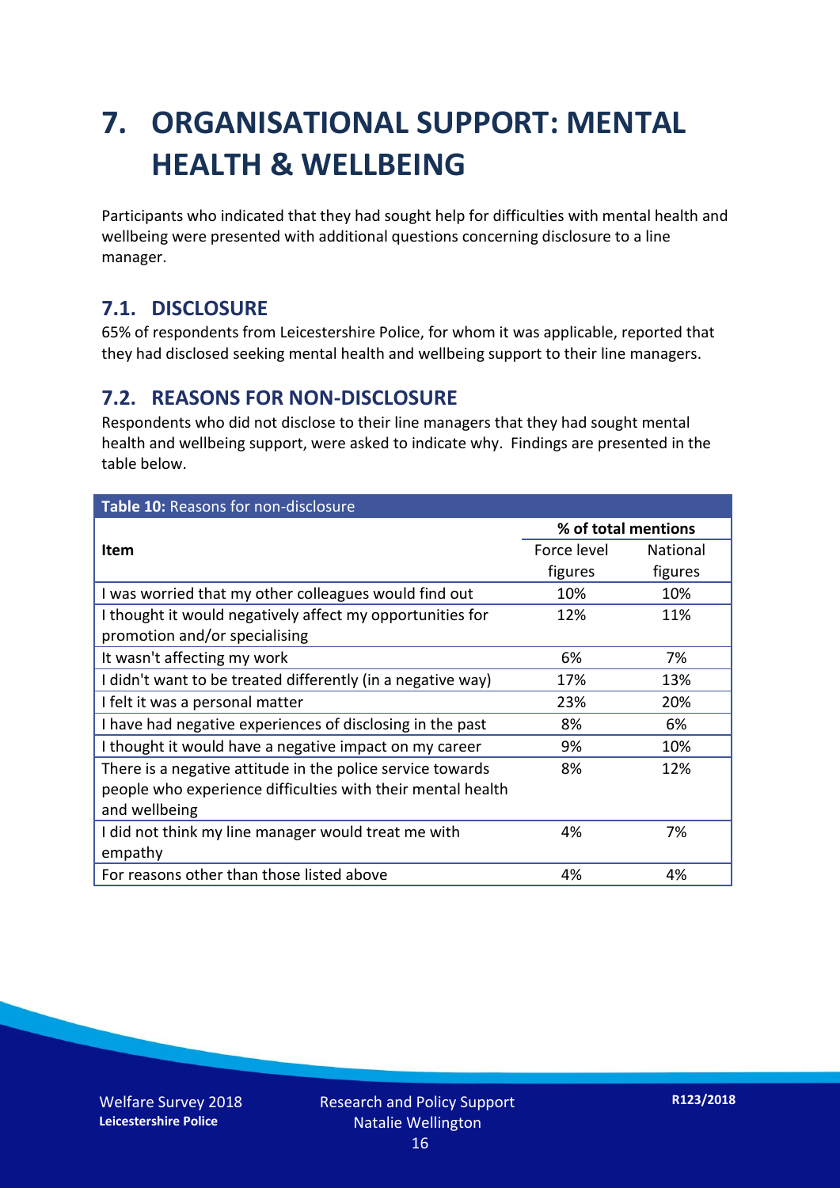# 7. ORGANISATIONAL SUPPORT: MENTAL HEALTH & WELLBEING

Participants who indicated that they had sought help for difficulties with mental health and wellbeing were presented with additional questions concerning disclosure to a line manager.

## 7.1. DISCLOSURE

65% of respondents from Leicestershire Police, for whom it was applicable, reported that they had disclosed seeking mental health and wellbeing support to their line managers.

## 7.2. REASONS FOR NON-DISCLOSURE

Respondents who did not disclose to their line managers that they had sought mental health and wellbeing support, were asked to indicate why. Findings are presented in the table below.

**Table 10:** Reasons for non-disclosure

| Item | % of total mentions | |
|---|---|---|
| | Force level figures | National figures |
| I was worried that my other colleagues would find out | 10% | 10% |
| I thought it would negatively affect my opportunities for promotion and/or specialising | 12% | 11% |
| It wasn't affecting my work | 6% | 7% |
| I didn't want to be treated differently (in a negative way) | 17% | 13% |
| I felt it was a personal matter | 23% | 20% |
| I have had negative experiences of disclosing in the past | 8% | 6% |
| I thought it would have a negative impact on my career | 9% | 10% |
| There is a negative attitude in the police service towards people who experience difficulties with their mental health and wellbeing | 8% | 12% |
| I did not think my line manager would treat me with empathy | 4% | 7% |
| For reasons other than those listed above | 4% | 4% |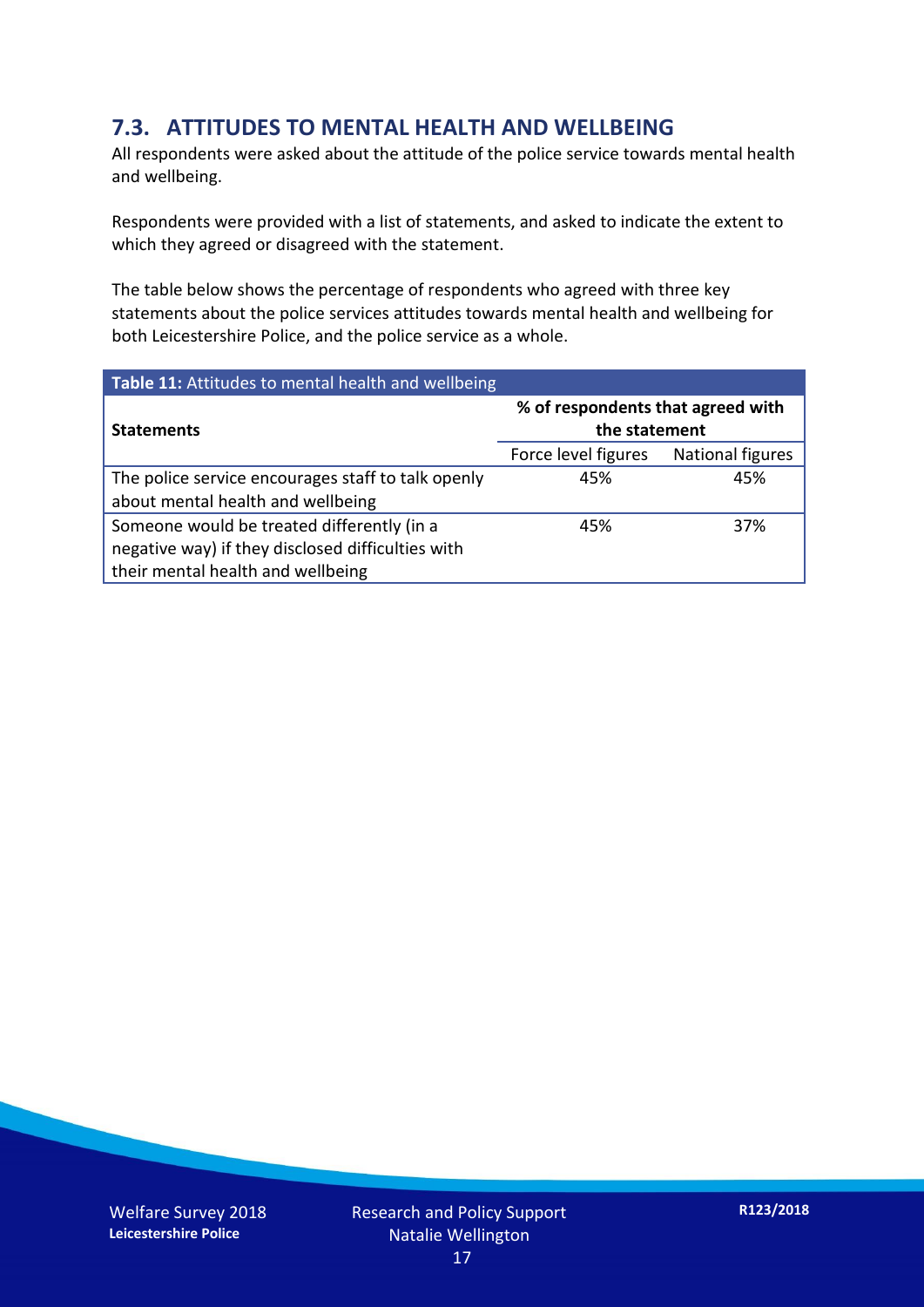## 7.3. ATTITUDES TO MENTAL HEALTH AND WELLBEING

All respondents were asked about the attitude of the police service towards mental health and wellbeing.

Respondents were provided with a list of statements, and asked to indicate the extent to which they agreed or disagreed with the statement.

The table below shows the percentage of respondents who agreed with three key statements about the police services attitudes towards mental health and wellbeing for both Leicestershire Police, and the police service as a whole.

**Table 11:** Attitudes to mental health and wellbeing

| **Statements** | **% of respondents that agreed with the statement** | |
|---|---|---|
| | Force level figures | National figures |
| The police service encourages staff to talk openly about mental health and wellbeing | 45% | 45% |
| Someone would be treated differently (in a negative way) if they disclosed difficulties with their mental health and wellbeing | 45% | 37% |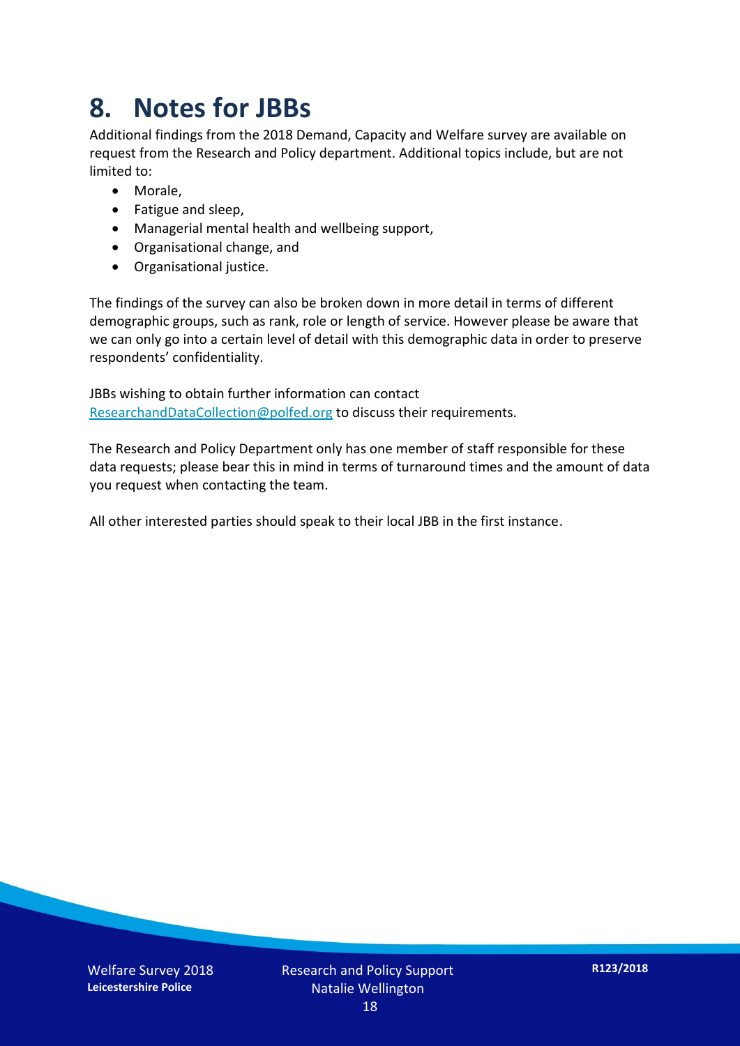# 8. Notes for JBBs

Additional findings from the 2018 Demand, Capacity and Welfare survey are available on request from the Research and Policy department. Additional topics include, but are not limited to:

- Morale,
- Fatigue and sleep,
- Managerial mental health and wellbeing support,
- Organisational change, and
- Organisational justice.

The findings of the survey can also be broken down in more detail in terms of different demographic groups, such as rank, role or length of service. However please be aware that we can only go into a certain level of detail with this demographic data in order to preserve respondents' confidentiality.

JBBs wishing to obtain further information can contact ResearchandDataCollection@polfed.org to discuss their requirements.

The Research and Policy Department only has one member of staff responsible for these data requests; please bear this in mind in terms of turnaround times and the amount of data you request when contacting the team.

All other interested parties should speak to their local JBB in the first instance.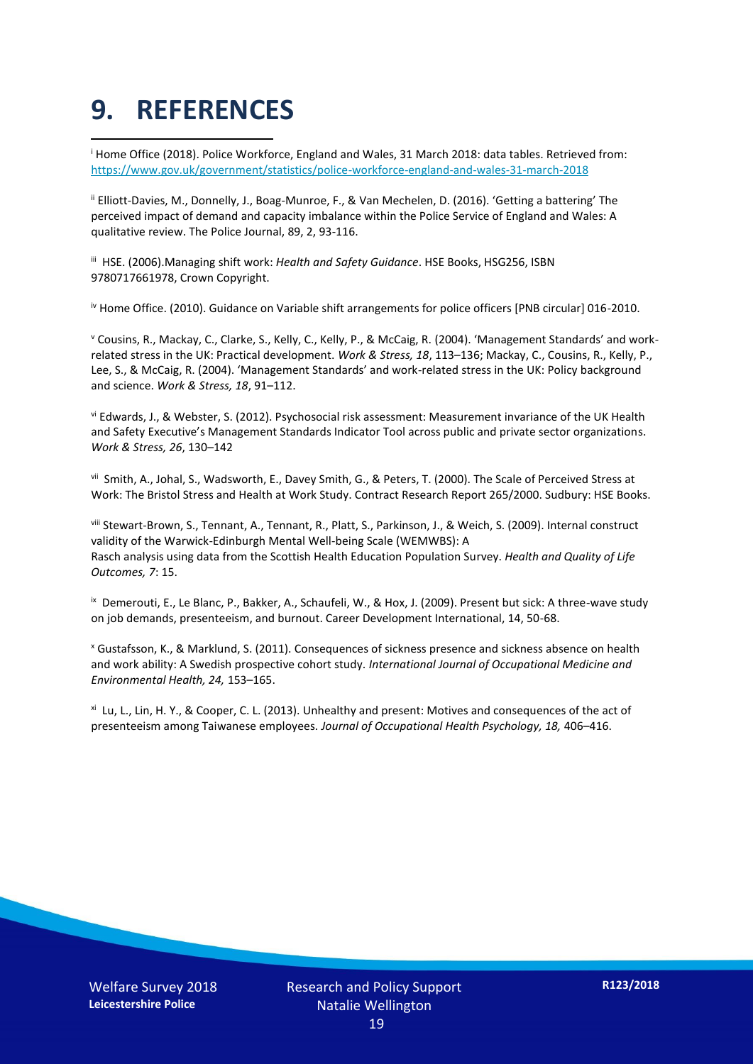# 9. REFERENCES

[i] Home Office (2018). Police Workforce, England and Wales, 31 March 2018: data tables. Retrieved from: https://www.gov.uk/government/statistics/police-workforce-england-and-wales-31-march-2018

[ii] Elliott-Davies, M., Donnelly, J., Boag-Munroe, F., & Van Mechelen, D. (2016). 'Getting a battering' The perceived impact of demand and capacity imbalance within the Police Service of England and Wales: A qualitative review. The Police Journal, 89, 2, 93-116.

[iii] HSE. (2006).Managing shift work: *Health and Safety Guidance*. HSE Books, HSG256, ISBN 9780717661978, Crown Copyright.

[iv] Home Office. (2010). Guidance on Variable shift arrangements for police officers [PNB circular] 016-2010.

[v] Cousins, R., Mackay, C., Clarke, S., Kelly, C., Kelly, P., & McCaig, R. (2004). 'Management Standards' and work-related stress in the UK: Practical development. *Work & Stress, 18*, 113–136; Mackay, C., Cousins, R., Kelly, P., Lee, S., & McCaig, R. (2004). 'Management Standards' and work-related stress in the UK: Policy background and science. *Work & Stress, 18*, 91–112.

[vi] Edwards, J., & Webster, S. (2012). Psychosocial risk assessment: Measurement invariance of the UK Health and Safety Executive's Management Standards Indicator Tool across public and private sector organizations. *Work & Stress, 26*, 130–142

[vii] Smith, A., Johal, S., Wadsworth, E., Davey Smith, G., & Peters, T. (2000). The Scale of Perceived Stress at Work: The Bristol Stress and Health at Work Study. Contract Research Report 265/2000. Sudbury: HSE Books.

[viii] Stewart-Brown, S., Tennant, A., Tennant, R., Platt, S., Parkinson, J., & Weich, S. (2009). Internal construct validity of the Warwick-Edinburgh Mental Well-being Scale (WEMWBS): A Rasch analysis using data from the Scottish Health Education Population Survey. *Health and Quality of Life Outcomes, 7*: 15.

[ix] Demerouti, E., Le Blanc, P., Bakker, A., Schaufeli, W., & Hox, J. (2009). Present but sick: A three-wave study on job demands, presenteeism, and burnout. Career Development International, 14, 50-68.

[x] Gustafsson, K., & Marklund, S. (2011). Consequences of sickness presence and sickness absence on health and work ability: A Swedish prospective cohort study. *International Journal of Occupational Medicine and Environmental Health, 24,* 153–165.

[xi] Lu, L., Lin, H. Y., & Cooper, C. L. (2013). Unhealthy and present: Motives and consequences of the act of presenteeism among Taiwanese employees. *Journal of Occupational Health Psychology, 18,* 406–416.